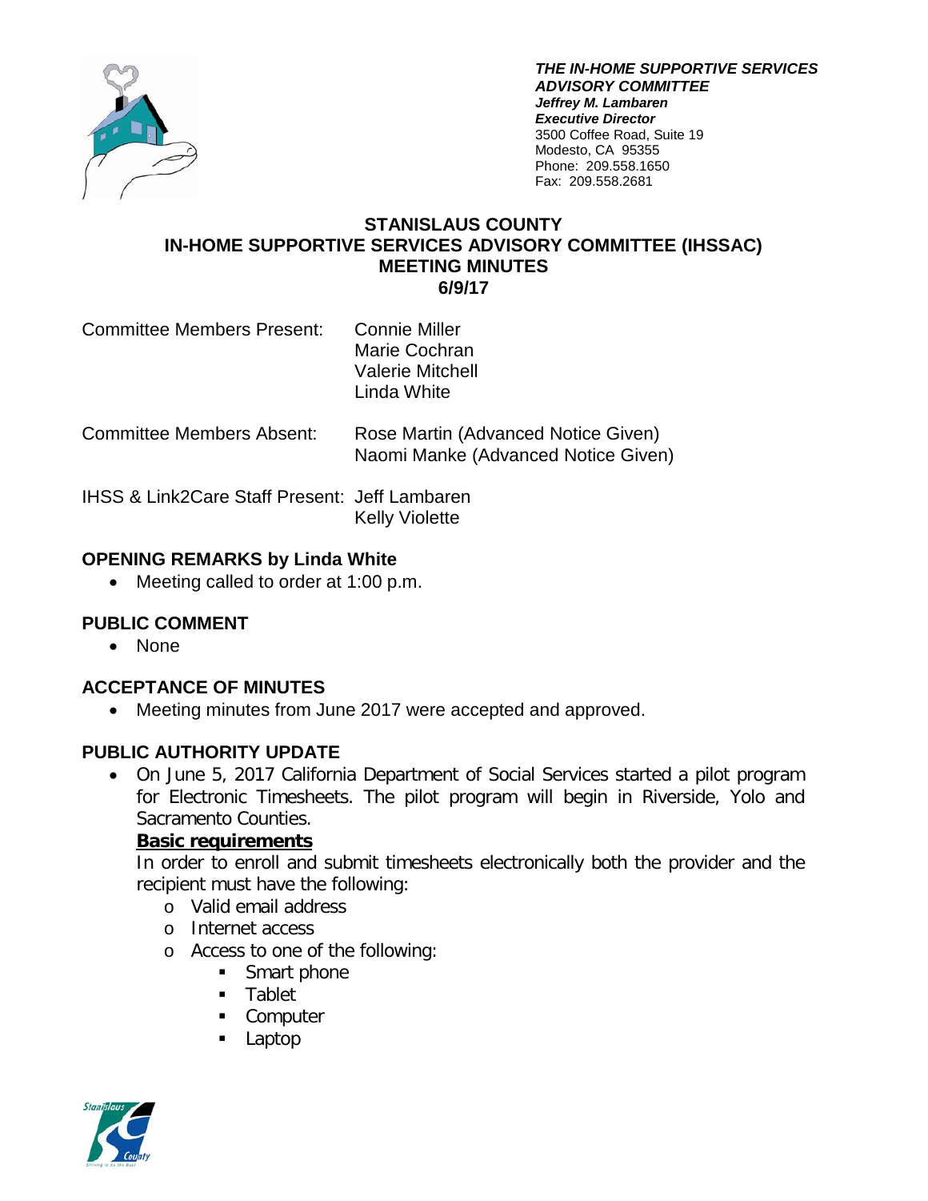***THE IN-HOME SUPPORTIVE SERVICES ADVISORY COMMITTEE***
***Jeffrey M. Lambaren***
***Executive Director***
3500 Coffee Road, Suite 19
Modesto, CA 95355
Phone: 209.558.1650
Fax: 209.558.2681

# STANISLAUS COUNTY IN-HOME SUPPORTIVE SERVICES ADVISORY COMMITTEE (IHSSAC) MEETING MINUTES 6/9/17

| | |
|---|---|
| Committee Members Present: | Connie Miller<br>Marie Cochran<br>Valerie Mitchell<br>Linda White |
| Committee Members Absent: | Rose Martin (Advanced Notice Given)<br>Naomi Manke (Advanced Notice Given) |
| IHSS & Link2Care Staff Present: | Jeff Lambaren<br>Kelly Violette |

## OPENING REMARKS by Linda White

- Meeting called to order at 1:00 p.m.

## PUBLIC COMMENT

- None

## ACCEPTANCE OF MINUTES

- Meeting minutes from June 2017 were accepted and approved.

## PUBLIC AUTHORITY UPDATE

- On June 5, 2017 California Department of Social Services started a pilot program for Electronic Timesheets. The pilot program will begin in Riverside, Yolo and Sacramento Counties.

  **<u>Basic requirements</u>**

  In order to enroll and submit timesheets electronically both the provider and the recipient must have the following:
    - Valid email address
    - Internet access
    - Access to one of the following:
        - Smart phone
        - Tablet
        - Computer
        - Laptop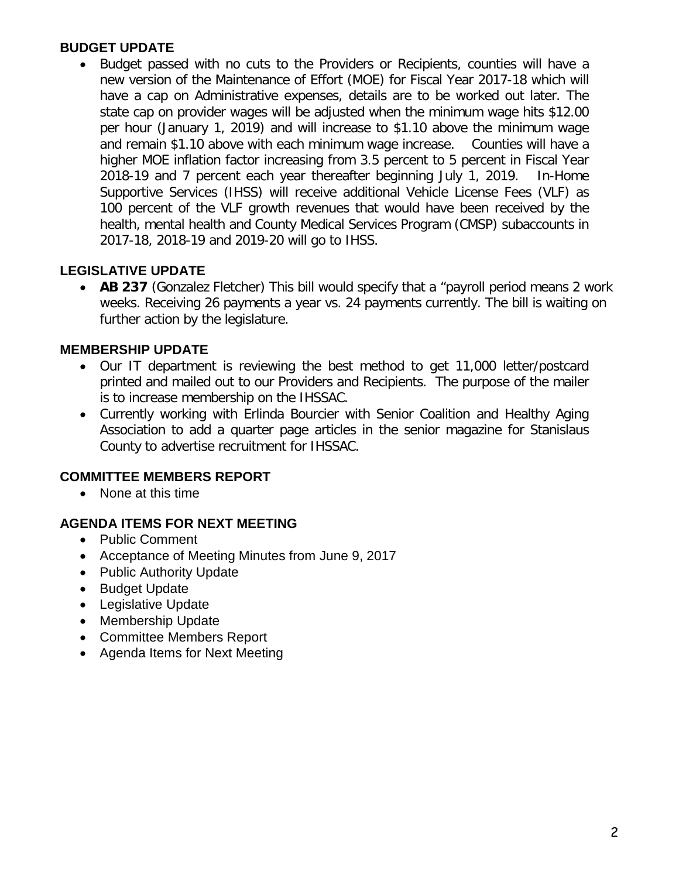## BUDGET UPDATE

- Budget passed with no cuts to the Providers or Recipients, counties will have a new version of the Maintenance of Effort (MOE) for Fiscal Year 2017-18 which will have a cap on Administrative expenses, details are to be worked out later. The state cap on provider wages will be adjusted when the minimum wage hits $12.00 per hour (January 1, 2019) and will increase to $1.10 above the minimum wage and remain $1.10 above with each minimum wage increase. Counties will have a higher MOE inflation factor increasing from 3.5 percent to 5 percent in Fiscal Year 2018-19 and 7 percent each year thereafter beginning July 1, 2019. In-Home Supportive Services (IHSS) will receive additional Vehicle License Fees (VLF) as 100 percent of the VLF growth revenues that would have been received by the health, mental health and County Medical Services Program (CMSP) subaccounts in 2017-18, 2018-19 and 2019-20 will go to IHSS.

## LEGISLATIVE UPDATE

- **AB 237** (Gonzalez Fletcher) This bill would specify that a "payroll period means 2 work weeks. Receiving 26 payments a year vs. 24 payments currently. The bill is waiting on further action by the legislature.

## MEMBERSHIP UPDATE

- Our IT department is reviewing the best method to get 11,000 letter/postcard printed and mailed out to our Providers and Recipients. The purpose of the mailer is to increase membership on the IHSSAC.
- Currently working with Erlinda Bourcier with Senior Coalition and Healthy Aging Association to add a quarter page articles in the senior magazine for Stanislaus County to advertise recruitment for IHSSAC.

## COMMITTEE MEMBERS REPORT

- None at this time

## AGENDA ITEMS FOR NEXT MEETING

- Public Comment
- Acceptance of Meeting Minutes from June 9, 2017
- Public Authority Update
- Budget Update
- Legislative Update
- Membership Update
- Committee Members Report
- Agenda Items for Next Meeting